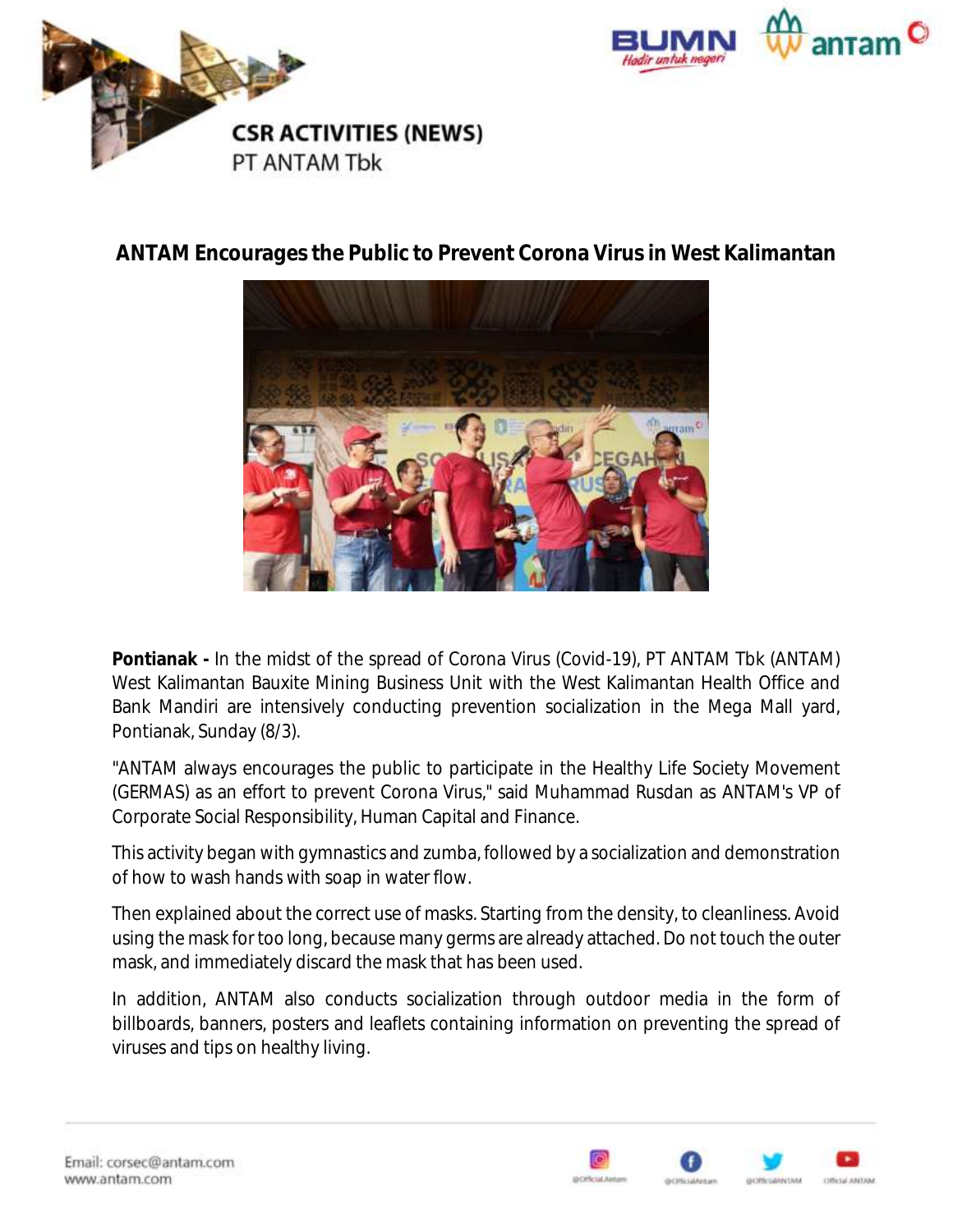CSR ACTIVITIES (NEWS)
PT ANTAM Tbk

## ANTAM Encourages the Public to Prevent Corona Virus in West Kalimantan

**Pontianak -** In the midst of the spread of Corona Virus (Covid-19), PT ANTAM Tbk (ANTAM) West Kalimantan Bauxite Mining Business Unit with the West Kalimantan Health Office and Bank Mandiri are intensively conducting prevention socialization in the Mega Mall yard, Pontianak, Sunday (8/3).

"ANTAM always encourages the public to participate in the Healthy Life Society Movement (GERMAS) as an effort to prevent Corona Virus," said Muhammad Rusdan as ANTAM's VP of Corporate Social Responsibility, Human Capital and Finance.

This activity began with gymnastics and zumba, followed by a socialization and demonstration of how to wash hands with soap in water flow.

Then explained about the correct use of masks. Starting from the density, to cleanliness. Avoid using the mask for too long, because many germs are already attached. Do not touch the outer mask, and immediately discard the mask that has been used.

In addition, ANTAM also conducts socialization through outdoor media in the form of billboards, banners, posters and leaflets containing information on preventing the spread of viruses and tips on healthy living.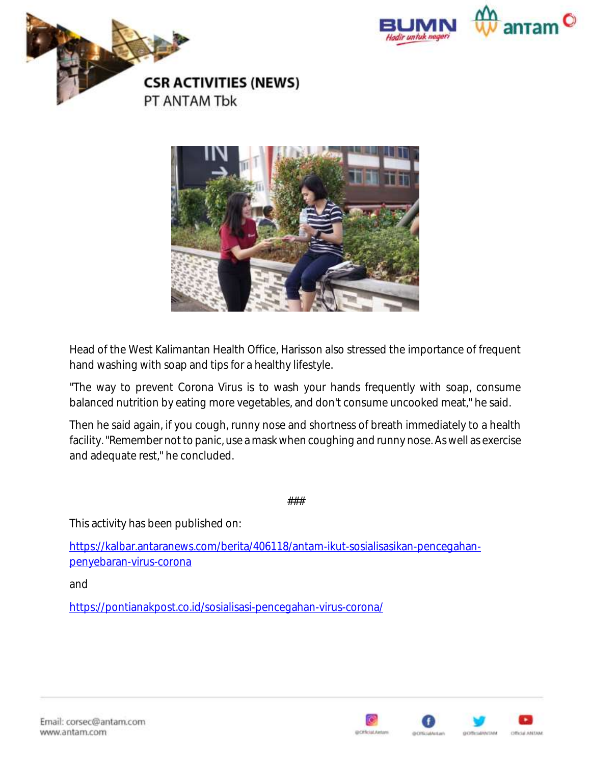**CSR ACTIVITIES (NEWS)**
PT ANTAM Tbk

Head of the West Kalimantan Health Office, Harisson also stressed the importance of frequent hand washing with soap and tips for a healthy lifestyle.

"The way to prevent Corona Virus is to wash your hands frequently with soap, consume balanced nutrition by eating more vegetables, and don't consume uncooked meat," he said.

Then he said again, if you cough, runny nose and shortness of breath immediately to a health facility. "Remember not to panic, use a mask when coughing and runny nose. As well as exercise and adequate rest," he concluded.

###

This activity has been published on:

https://kalbar.antaranews.com/berita/406118/antam-ikut-sosialisasikan-pencegahan-penyebaran-virus-corona

and

https://pontianakpost.co.id/sosialisasi-pencegahan-virus-corona/